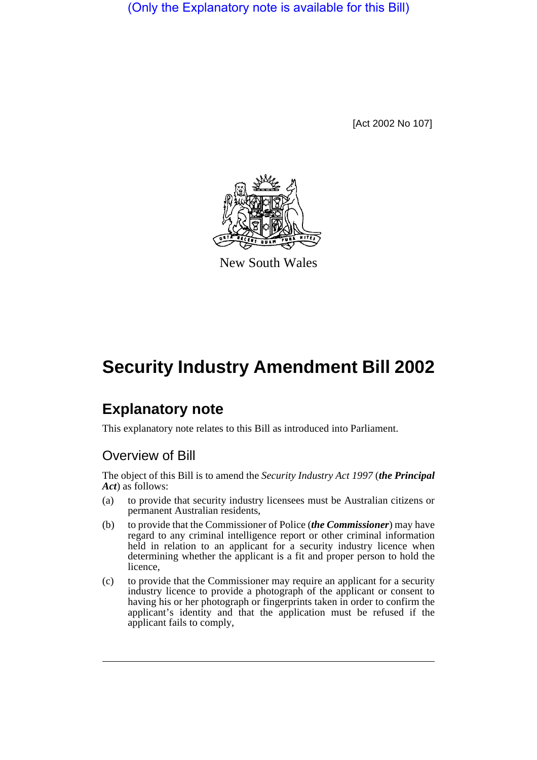(Only the Explanatory note is available for this Bill)

[Act 2002 No 107]

New South Wales

# Security Industry Amendment Bill 2002

## Explanatory note

This explanatory note relates to this Bill as introduced into Parliament.

### Overview of Bill

The object of this Bill is to amend the *Security Industry Act 1997* (***the Principal Act***) as follows:

(a) to provide that security industry licensees must be Australian citizens or permanent Australian residents,

(b) to provide that the Commissioner of Police (***the Commissioner***) may have regard to any criminal intelligence report or other criminal information held in relation to an applicant for a security industry licence when determining whether the applicant is a fit and proper person to hold the licence,

(c) to provide that the Commissioner may require an applicant for a security industry licence to provide a photograph of the applicant or consent to having his or her photograph or fingerprints taken in order to confirm the applicant's identity and that the application must be refused if the applicant fails to comply,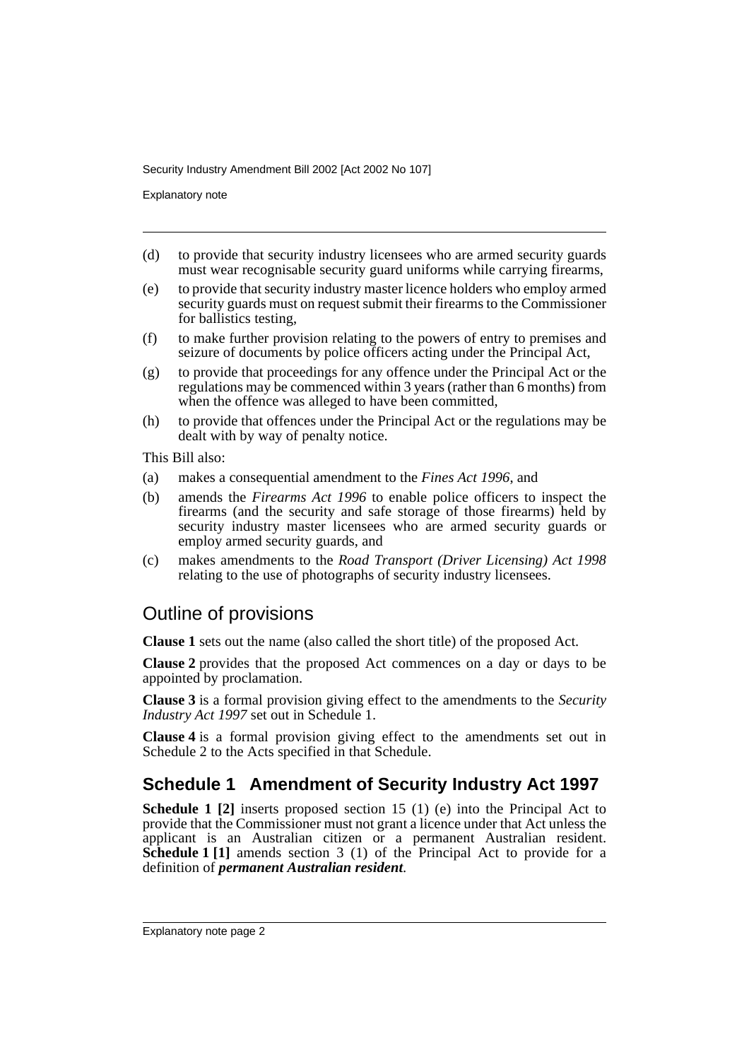(d) to provide that security industry licensees who are armed security guards must wear recognisable security guard uniforms while carrying firearms,

(e) to provide that security industry master licence holders who employ armed security guards must on request submit their firearms to the Commissioner for ballistics testing,

(f) to make further provision relating to the powers of entry to premises and seizure of documents by police officers acting under the Principal Act,

(g) to provide that proceedings for any offence under the Principal Act or the regulations may be commenced within 3 years (rather than 6 months) from when the offence was alleged to have been committed,

(h) to provide that offences under the Principal Act or the regulations may be dealt with by way of penalty notice.

This Bill also:

(a) makes a consequential amendment to the *Fines Act 1996*, and

(b) amends the *Firearms Act 1996* to enable police officers to inspect the firearms (and the security and safe storage of those firearms) held by security industry master licensees who are armed security guards or employ armed security guards, and

(c) makes amendments to the *Road Transport (Driver Licensing) Act 1998* relating to the use of photographs of security industry licensees.

## Outline of provisions

**Clause 1** sets out the name (also called the short title) of the proposed Act.

**Clause 2** provides that the proposed Act commences on a day or days to be appointed by proclamation.

**Clause 3** is a formal provision giving effect to the amendments to the *Security Industry Act 1997* set out in Schedule 1.

**Clause 4** is a formal provision giving effect to the amendments set out in Schedule 2 to the Acts specified in that Schedule.

### Schedule 1 Amendment of Security Industry Act 1997

**Schedule 1 [2]** inserts proposed section 15 (1) (e) into the Principal Act to provide that the Commissioner must not grant a licence under that Act unless the applicant is an Australian citizen or a permanent Australian resident. **Schedule 1 [1]** amends section 3 (1) of the Principal Act to provide for a definition of ***permanent Australian resident***.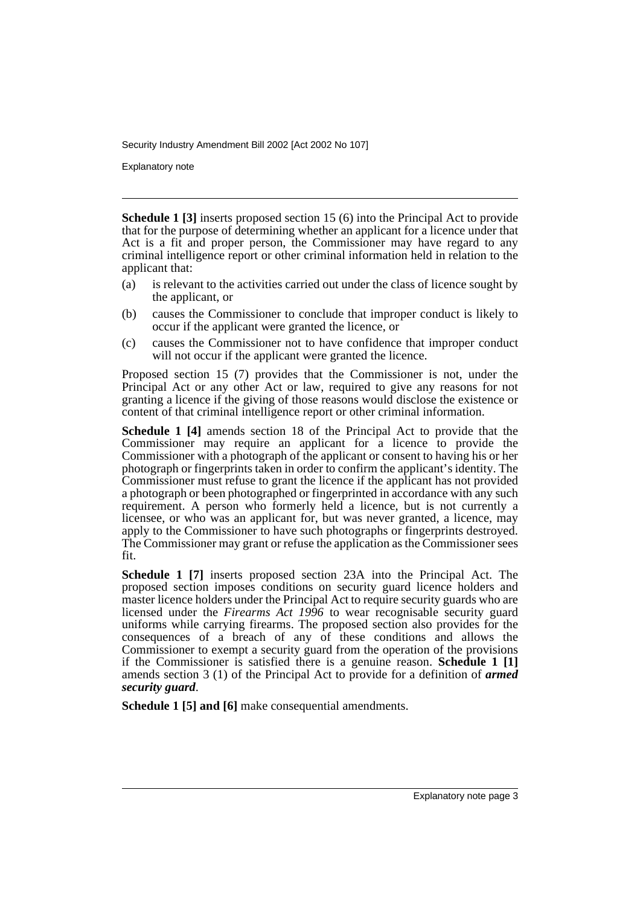**Schedule 1 [3]** inserts proposed section 15 (6) into the Principal Act to provide that for the purpose of determining whether an applicant for a licence under that Act is a fit and proper person, the Commissioner may have regard to any criminal intelligence report or other criminal information held in relation to the applicant that:

(a) is relevant to the activities carried out under the class of licence sought by the applicant, or

(b) causes the Commissioner to conclude that improper conduct is likely to occur if the applicant were granted the licence, or

(c) causes the Commissioner not to have confidence that improper conduct will not occur if the applicant were granted the licence.

Proposed section 15 (7) provides that the Commissioner is not, under the Principal Act or any other Act or law, required to give any reasons for not granting a licence if the giving of those reasons would disclose the existence or content of that criminal intelligence report or other criminal information.

**Schedule 1 [4]** amends section 18 of the Principal Act to provide that the Commissioner may require an applicant for a licence to provide the Commissioner with a photograph of the applicant or consent to having his or her photograph or fingerprints taken in order to confirm the applicant's identity. The Commissioner must refuse to grant the licence if the applicant has not provided a photograph or been photographed or fingerprinted in accordance with any such requirement. A person who formerly held a licence, but is not currently a licensee, or who was an applicant for, but was never granted, a licence, may apply to the Commissioner to have such photographs or fingerprints destroyed. The Commissioner may grant or refuse the application as the Commissioner sees fit.

**Schedule 1 [7]** inserts proposed section 23A into the Principal Act. The proposed section imposes conditions on security guard licence holders and master licence holders under the Principal Act to require security guards who are licensed under the *Firearms Act 1996* to wear recognisable security guard uniforms while carrying firearms. The proposed section also provides for the consequences of a breach of any of these conditions and allows the Commissioner to exempt a security guard from the operation of the provisions if the Commissioner is satisfied there is a genuine reason. **Schedule 1 [1]** amends section 3 (1) of the Principal Act to provide for a definition of ***armed security guard***.

**Schedule 1 [5] and [6]** make consequential amendments.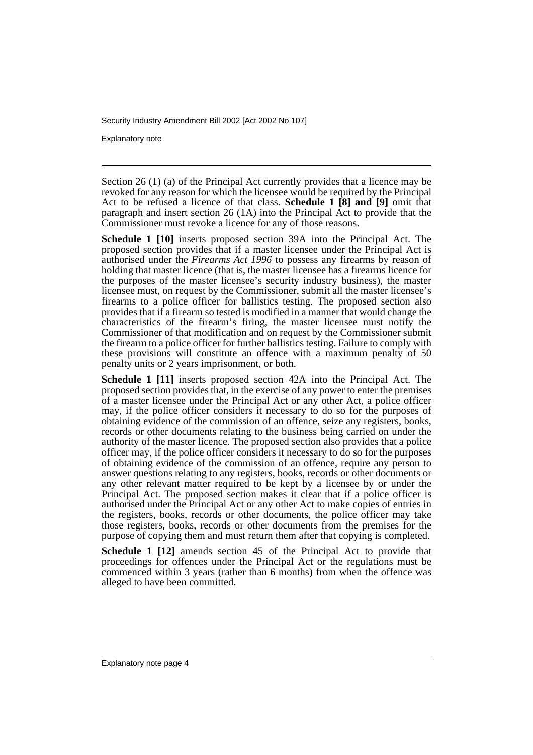Section 26 (1) (a) of the Principal Act currently provides that a licence may be revoked for any reason for which the licensee would be required by the Principal Act to be refused a licence of that class. **Schedule 1 [8] and [9]** omit that paragraph and insert section 26 (1A) into the Principal Act to provide that the Commissioner must revoke a licence for any of those reasons.

**Schedule 1 [10]** inserts proposed section 39A into the Principal Act. The proposed section provides that if a master licensee under the Principal Act is authorised under the *Firearms Act 1996* to possess any firearms by reason of holding that master licence (that is, the master licensee has a firearms licence for the purposes of the master licensee's security industry business), the master licensee must, on request by the Commissioner, submit all the master licensee's firearms to a police officer for ballistics testing. The proposed section also provides that if a firearm so tested is modified in a manner that would change the characteristics of the firearm's firing, the master licensee must notify the Commissioner of that modification and on request by the Commissioner submit the firearm to a police officer for further ballistics testing. Failure to comply with these provisions will constitute an offence with a maximum penalty of 50 penalty units or 2 years imprisonment, or both.

**Schedule 1 [11]** inserts proposed section 42A into the Principal Act. The proposed section provides that, in the exercise of any power to enter the premises of a master licensee under the Principal Act or any other Act, a police officer may, if the police officer considers it necessary to do so for the purposes of obtaining evidence of the commission of an offence, seize any registers, books, records or other documents relating to the business being carried on under the authority of the master licence. The proposed section also provides that a police officer may, if the police officer considers it necessary to do so for the purposes of obtaining evidence of the commission of an offence, require any person to answer questions relating to any registers, books, records or other documents or any other relevant matter required to be kept by a licensee by or under the Principal Act. The proposed section makes it clear that if a police officer is authorised under the Principal Act or any other Act to make copies of entries in the registers, books, records or other documents, the police officer may take those registers, books, records or other documents from the premises for the purpose of copying them and must return them after that copying is completed.

**Schedule 1 [12]** amends section 45 of the Principal Act to provide that proceedings for offences under the Principal Act or the regulations must be commenced within 3 years (rather than 6 months) from when the offence was alleged to have been committed.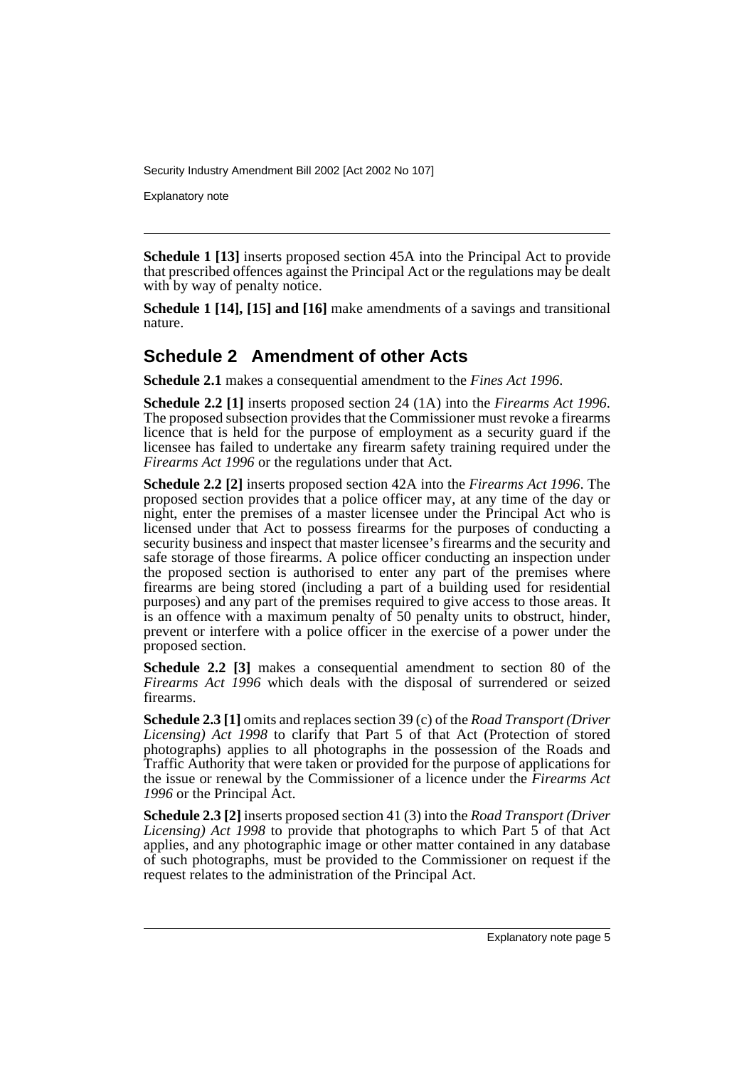**Schedule 1 [13]** inserts proposed section 45A into the Principal Act to provide that prescribed offences against the Principal Act or the regulations may be dealt with by way of penalty notice.

**Schedule 1 [14], [15] and [16]** make amendments of a savings and transitional nature.

## Schedule 2 Amendment of other Acts

**Schedule 2.1** makes a consequential amendment to the *Fines Act 1996*.

**Schedule 2.2 [1]** inserts proposed section 24 (1A) into the *Firearms Act 1996*. The proposed subsection provides that the Commissioner must revoke a firearms licence that is held for the purpose of employment as a security guard if the licensee has failed to undertake any firearm safety training required under the *Firearms Act 1996* or the regulations under that Act.

**Schedule 2.2 [2]** inserts proposed section 42A into the *Firearms Act 1996*. The proposed section provides that a police officer may, at any time of the day or night, enter the premises of a master licensee under the Principal Act who is licensed under that Act to possess firearms for the purposes of conducting a security business and inspect that master licensee's firearms and the security and safe storage of those firearms. A police officer conducting an inspection under the proposed section is authorised to enter any part of the premises where firearms are being stored (including a part of a building used for residential purposes) and any part of the premises required to give access to those areas. It is an offence with a maximum penalty of 50 penalty units to obstruct, hinder, prevent or interfere with a police officer in the exercise of a power under the proposed section.

**Schedule 2.2 [3]** makes a consequential amendment to section 80 of the *Firearms Act 1996* which deals with the disposal of surrendered or seized firearms.

**Schedule 2.3 [1]** omits and replaces section 39 (c) of the *Road Transport (Driver Licensing) Act 1998* to clarify that Part 5 of that Act (Protection of stored photographs) applies to all photographs in the possession of the Roads and Traffic Authority that were taken or provided for the purpose of applications for the issue or renewal by the Commissioner of a licence under the *Firearms Act 1996* or the Principal Act.

**Schedule 2.3 [2]** inserts proposed section 41 (3) into the *Road Transport (Driver Licensing) Act 1998* to provide that photographs to which Part 5 of that Act applies, and any photographic image or other matter contained in any database of such photographs, must be provided to the Commissioner on request if the request relates to the administration of the Principal Act.